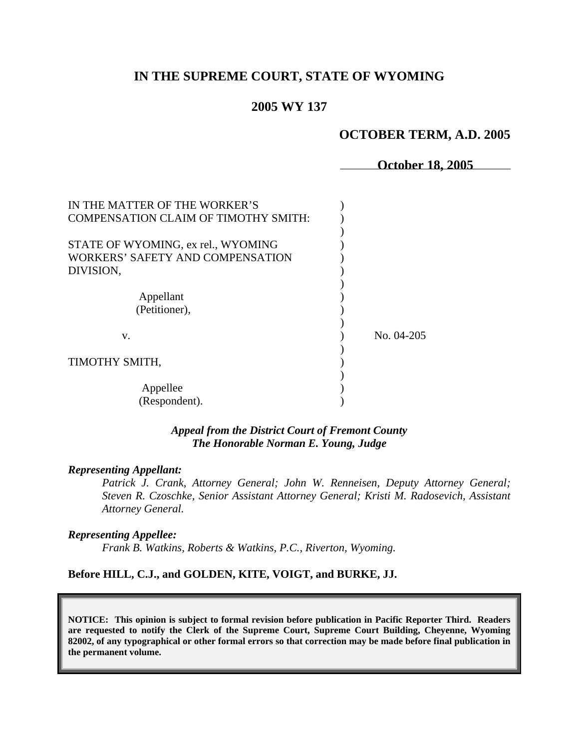# IN THE SUPREME COURT, STATE OF WYOMING

## 2005 WY 137

**OCTOBER TERM, A.D. 2005**

**October 18, 2005**

| | | |
|---|---|---|
| IN THE MATTER OF THE WORKER'S COMPENSATION CLAIM OF TIMOTHY SMITH: | ) | |
| STATE OF WYOMING, ex rel., WYOMING WORKERS' SAFETY AND COMPENSATION DIVISION, | ) | |
| Appellant (Petitioner), | ) | |
| v. | ) | No. 04-205 |
| TIMOTHY SMITH, | ) | |
| Appellee (Respondent). | ) | |

***Appeal from the District Court of Fremont County***
***The Honorable Norman E. Young, Judge***

***Representing Appellant:***

*Patrick J. Crank, Attorney General; John W. Renneisen, Deputy Attorney General; Steven R. Czoschke, Senior Assistant Attorney General; Kristi M. Radosevich, Assistant Attorney General.*

***Representing Appellee:***

*Frank B. Watkins, Roberts & Watkins, P.C., Riverton, Wyoming.*

**Before HILL, C.J., and GOLDEN, KITE, VOIGT, and BURKE, JJ.**

**NOTICE: This opinion is subject to formal revision before publication in Pacific Reporter Third. Readers are requested to notify the Clerk of the Supreme Court, Supreme Court Building, Cheyenne, Wyoming 82002, of any typographical or other formal errors so that correction may be made before final publication in the permanent volume.**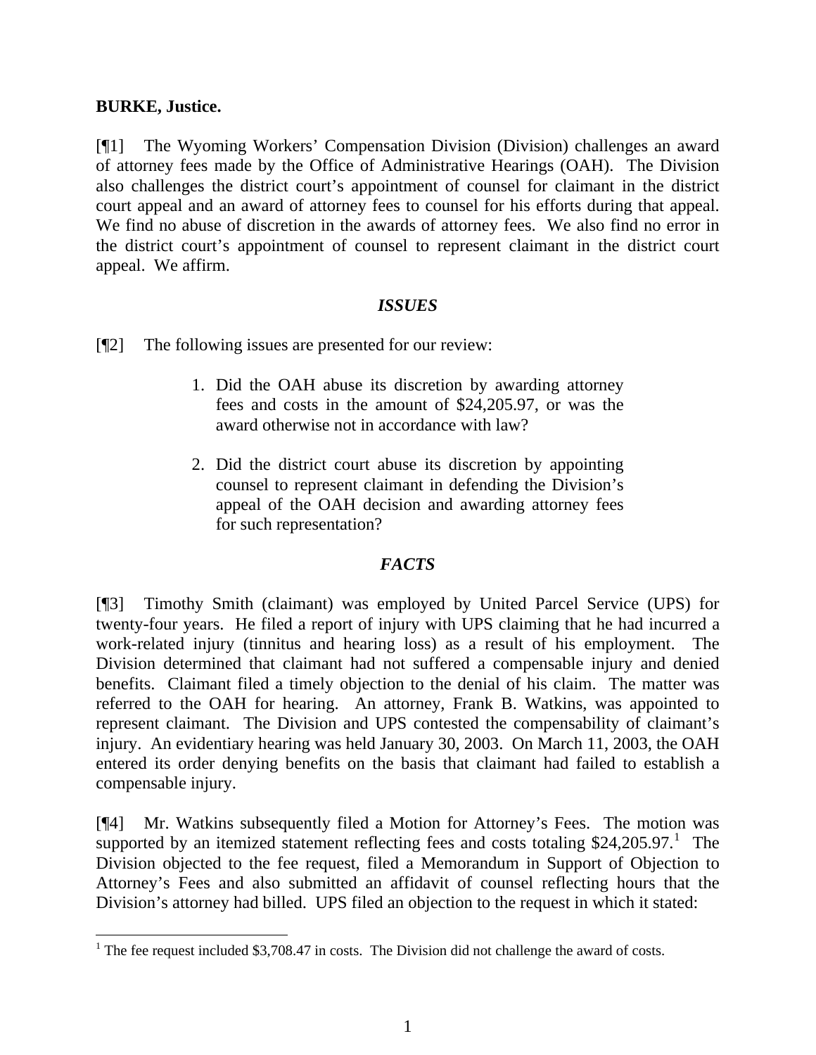**BURKE, Justice.**

[¶1] The Wyoming Workers' Compensation Division (Division) challenges an award of attorney fees made by the Office of Administrative Hearings (OAH). The Division also challenges the district court's appointment of counsel for claimant in the district court appeal and an award of attorney fees to counsel for his efforts during that appeal. We find no abuse of discretion in the awards of attorney fees. We also find no error in the district court's appointment of counsel to represent claimant in the district court appeal. We affirm.

### *ISSUES*

[¶2] The following issues are presented for our review:

> 1. Did the OAH abuse its discretion by awarding attorney fees and costs in the amount of $24,205.97, or was the award otherwise not in accordance with law?
>
> 2. Did the district court abuse its discretion by appointing counsel to represent claimant in defending the Division's appeal of the OAH decision and awarding attorney fees for such representation?

### *FACTS*

[¶3] Timothy Smith (claimant) was employed by United Parcel Service (UPS) for twenty-four years. He filed a report of injury with UPS claiming that he had incurred a work-related injury (tinnitus and hearing loss) as a result of his employment. The Division determined that claimant had not suffered a compensable injury and denied benefits. Claimant filed a timely objection to the denial of his claim. The matter was referred to the OAH for hearing. An attorney, Frank B. Watkins, was appointed to represent claimant. The Division and UPS contested the compensability of claimant's injury. An evidentiary hearing was held January 30, 2003. On March 11, 2003, the OAH entered its order denying benefits on the basis that claimant had failed to establish a compensable injury.

[¶4] Mr. Watkins subsequently filed a Motion for Attorney's Fees. The motion was supported by an itemized statement reflecting fees and costs totaling $24,205.97.[1] The Division objected to the fee request, filed a Memorandum in Support of Objection to Attorney's Fees and also submitted an affidavit of counsel reflecting hours that the Division's attorney had billed. UPS filed an objection to the request in which it stated:

---

[1] The fee request included $3,708.47 in costs. The Division did not challenge the award of costs.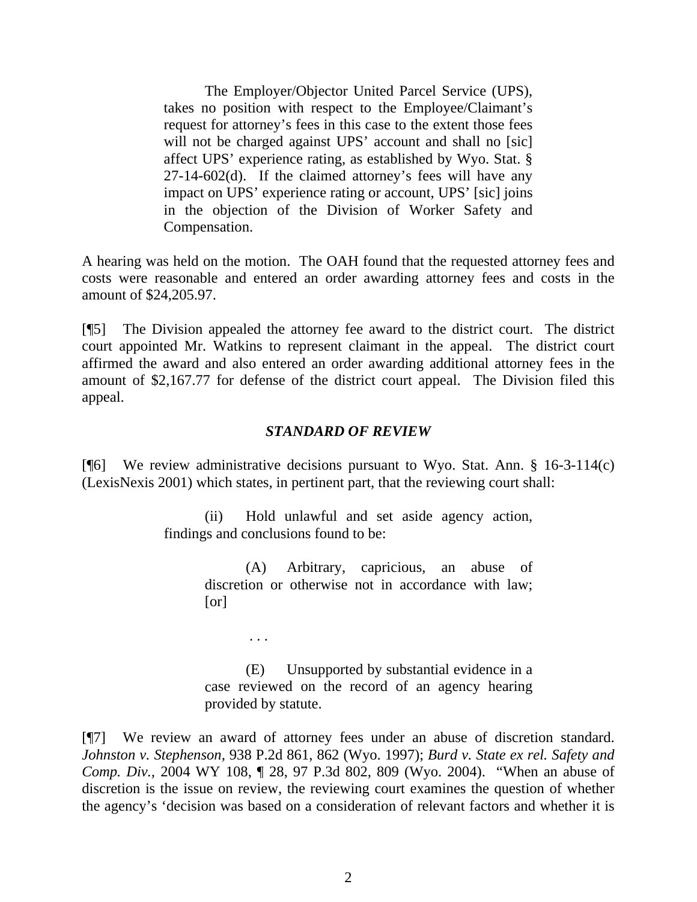> The Employer/Objector United Parcel Service (UPS), takes no position with respect to the Employee/Claimant's request for attorney's fees in this case to the extent those fees will not be charged against UPS' account and shall no [sic] affect UPS' experience rating, as established by Wyo. Stat. § 27-14-602(d). If the claimed attorney's fees will have any impact on UPS' experience rating or account, UPS' [sic] joins in the objection of the Division of Worker Safety and Compensation.

A hearing was held on the motion. The OAH found that the requested attorney fees and costs were reasonable and entered an order awarding attorney fees and costs in the amount of $24,205.97.

[¶5] The Division appealed the attorney fee award to the district court. The district court appointed Mr. Watkins to represent claimant in the appeal. The district court affirmed the award and also entered an order awarding additional attorney fees in the amount of $2,167.77 for defense of the district court appeal. The Division filed this appeal.

### *STANDARD OF REVIEW*

[¶6] We review administrative decisions pursuant to Wyo. Stat. Ann. § 16-3-114(c) (LexisNexis 2001) which states, in pertinent part, that the reviewing court shall:

> (ii) Hold unlawful and set aside agency action, findings and conclusions found to be:
>
> > (A) Arbitrary, capricious, an abuse of discretion or otherwise not in accordance with law; [or]
> >
> > . . .
> >
> > (E) Unsupported by substantial evidence in a case reviewed on the record of an agency hearing provided by statute.

[¶7] We review an award of attorney fees under an abuse of discretion standard. *Johnston v. Stephenson*, 938 P.2d 861, 862 (Wyo. 1997); *Burd v. State ex rel. Safety and Comp. Div.*, 2004 WY 108, ¶ 28, 97 P.3d 802, 809 (Wyo. 2004). "When an abuse of discretion is the issue on review, the reviewing court examines the question of whether the agency's 'decision was based on a consideration of relevant factors and whether it is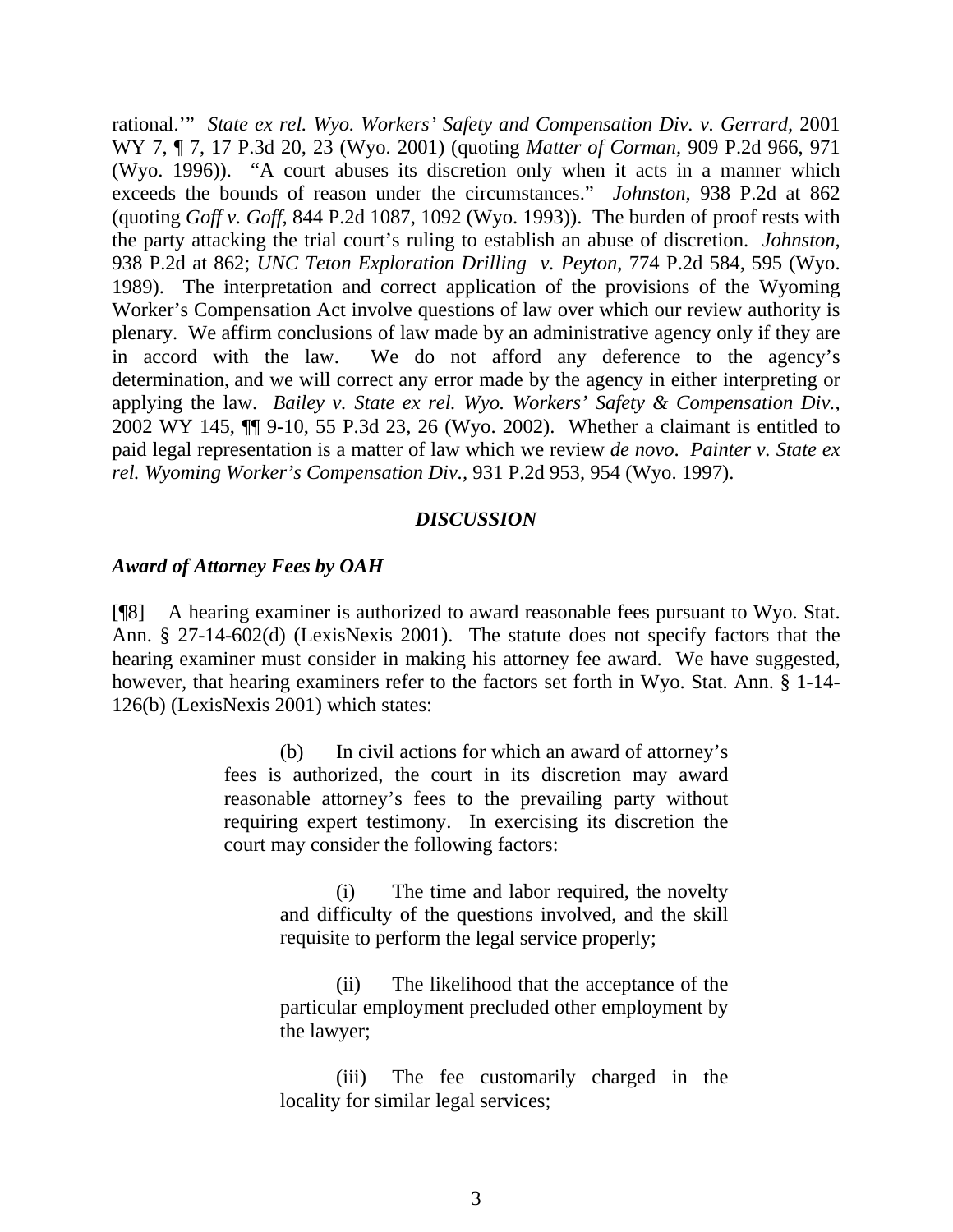rational.'" *State ex rel. Wyo. Workers' Safety and Compensation Div. v. Gerrard,* 2001 WY 7, ¶ 7, 17 P.3d 20, 23 (Wyo. 2001) (quoting *Matter of Corman,* 909 P.2d 966, 971 (Wyo. 1996)). "A court abuses its discretion only when it acts in a manner which exceeds the bounds of reason under the circumstances." *Johnston,* 938 P.2d at 862 (quoting *Goff v. Goff,* 844 P.2d 1087, 1092 (Wyo. 1993)). The burden of proof rests with the party attacking the trial court's ruling to establish an abuse of discretion. *Johnston,* 938 P.2d at 862; *UNC Teton Exploration Drilling v. Peyton*, 774 P.2d 584, 595 (Wyo. 1989). The interpretation and correct application of the provisions of the Wyoming Worker's Compensation Act involve questions of law over which our review authority is plenary. We affirm conclusions of law made by an administrative agency only if they are in accord with the law. We do not afford any deference to the agency's determination, and we will correct any error made by the agency in either interpreting or applying the law. *Bailey v. State ex rel. Wyo. Workers' Safety & Compensation Div.,* 2002 WY 145, ¶¶ 9-10, 55 P.3d 23, 26 (Wyo. 2002). Whether a claimant is entitled to paid legal representation is a matter of law which we review *de novo*. *Painter v. State ex rel. Wyoming Worker's Compensation Div.,* 931 P.2d 953, 954 (Wyo. 1997).

## *DISCUSSION*

### *Award of Attorney Fees by OAH*

[¶8] A hearing examiner is authorized to award reasonable fees pursuant to Wyo. Stat. Ann. § 27-14-602(d) (LexisNexis 2001). The statute does not specify factors that the hearing examiner must consider in making his attorney fee award. We have suggested, however, that hearing examiners refer to the factors set forth in Wyo. Stat. Ann. § 1-14-126(b) (LexisNexis 2001) which states:

> (b) In civil actions for which an award of attorney's fees is authorized, the court in its discretion may award reasonable attorney's fees to the prevailing party without requiring expert testimony. In exercising its discretion the court may consider the following factors:
>
> > (i) The time and labor required, the novelty and difficulty of the questions involved, and the skill requisite to perform the legal service properly;
> >
> > (ii) The likelihood that the acceptance of the particular employment precluded other employment by the lawyer;
> >
> > (iii) The fee customarily charged in the locality for similar legal services;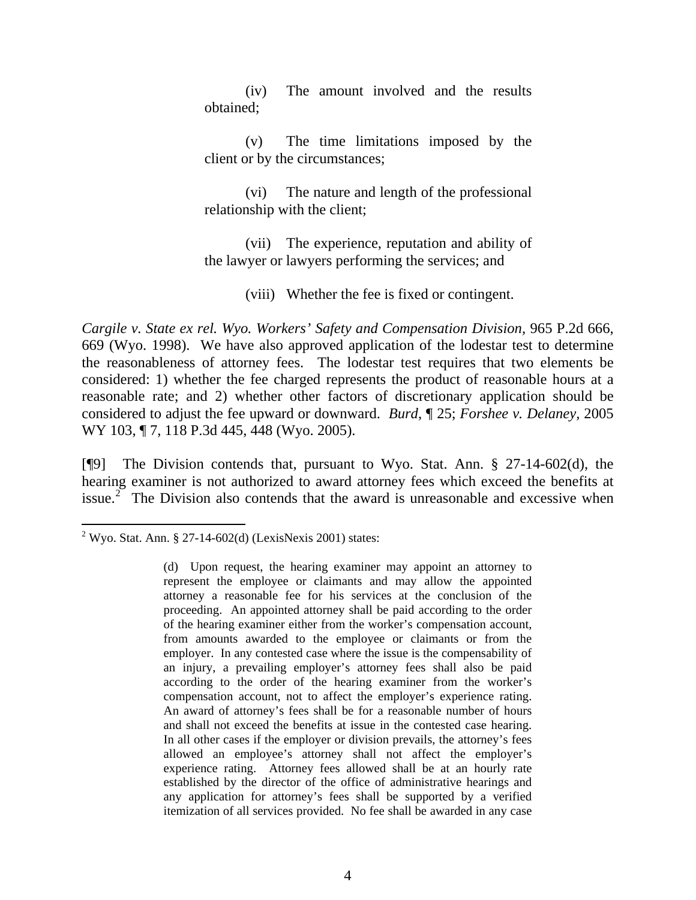> (iv) The amount involved and the results obtained;
>
> (v) The time limitations imposed by the client or by the circumstances;
>
> (vi) The nature and length of the professional relationship with the client;
>
> (vii) The experience, reputation and ability of the lawyer or lawyers performing the services; and
>
> (viii) Whether the fee is fixed or contingent.

*Cargile v. State ex rel. Wyo. Workers' Safety and Compensation Division*, 965 P.2d 666, 669 (Wyo. 1998). We have also approved application of the lodestar test to determine the reasonableness of attorney fees. The lodestar test requires that two elements be considered: 1) whether the fee charged represents the product of reasonable hours at a reasonable rate; and 2) whether other factors of discretionary application should be considered to adjust the fee upward or downward. *Burd*, ¶ 25; *Forshee v. Delaney*, 2005 WY 103, ¶ 7, 118 P.3d 445, 448 (Wyo. 2005).

[¶9] The Division contends that, pursuant to Wyo. Stat. Ann. § 27-14-602(d), the hearing examiner is not authorized to award attorney fees which exceed the benefits at issue.[2] The Division also contends that the award is unreasonable and excessive when

---

[2] Wyo. Stat. Ann. § 27-14-602(d) (LexisNexis 2001) states:

> (d) Upon request, the hearing examiner may appoint an attorney to represent the employee or claimants and may allow the appointed attorney a reasonable fee for his services at the conclusion of the proceeding. An appointed attorney shall be paid according to the order of the hearing examiner either from the worker's compensation account, from amounts awarded to the employee or claimants or from the employer. In any contested case where the issue is the compensability of an injury, a prevailing employer's attorney fees shall also be paid according to the order of the hearing examiner from the worker's compensation account, not to affect the employer's experience rating. An award of attorney's fees shall be for a reasonable number of hours and shall not exceed the benefits at issue in the contested case hearing. In all other cases if the employer or division prevails, the attorney's fees allowed an employee's attorney shall not affect the employer's experience rating. Attorney fees allowed shall be at an hourly rate established by the director of the office of administrative hearings and any application for attorney's fees shall be supported by a verified itemization of all services provided. No fee shall be awarded in any case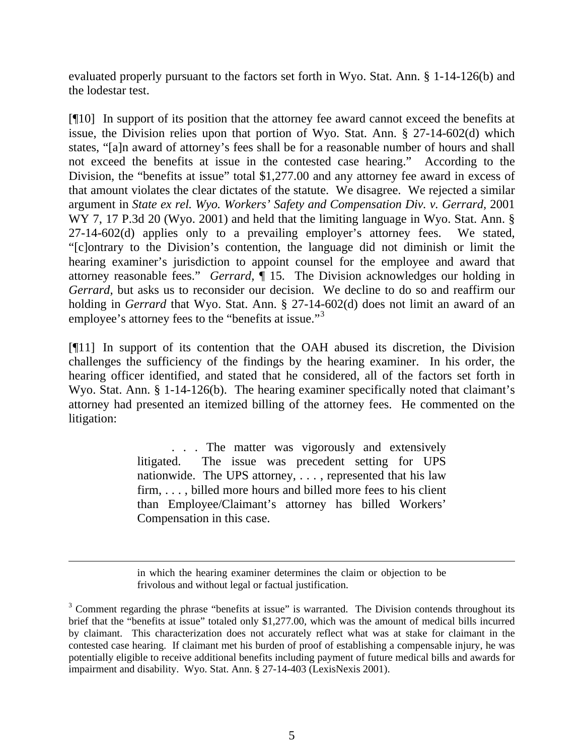evaluated properly pursuant to the factors set forth in Wyo. Stat. Ann. § 1-14-126(b) and the lodestar test.

[¶10] In support of its position that the attorney fee award cannot exceed the benefits at issue, the Division relies upon that portion of Wyo. Stat. Ann. § 27-14-602(d) which states, "[a]n award of attorney's fees shall be for a reasonable number of hours and shall not exceed the benefits at issue in the contested case hearing." According to the Division, the "benefits at issue" total $1,277.00 and any attorney fee award in excess of that amount violates the clear dictates of the statute. We disagree. We rejected a similar argument in *State ex rel. Wyo. Workers' Safety and Compensation Div. v. Gerrard*, 2001 WY 7, 17 P.3d 20 (Wyo. 2001) and held that the limiting language in Wyo. Stat. Ann. § 27-14-602(d) applies only to a prevailing employer's attorney fees. We stated, "[c]ontrary to the Division's contention, the language did not diminish or limit the hearing examiner's jurisdiction to appoint counsel for the employee and award that attorney reasonable fees." *Gerrard,* ¶ 15. The Division acknowledges our holding in *Gerrard,* but asks us to reconsider our decision. We decline to do so and reaffirm our holding in *Gerrard* that Wyo. Stat. Ann. § 27-14-602(d) does not limit an award of an employee's attorney fees to the "benefits at issue."[3]

[¶11] In support of its contention that the OAH abused its discretion, the Division challenges the sufficiency of the findings by the hearing examiner. In his order, the hearing officer identified, and stated that he considered, all of the factors set forth in Wyo. Stat. Ann. § 1-14-126(b). The hearing examiner specifically noted that claimant's attorney had presented an itemized billing of the attorney fees. He commented on the litigation:

> . . . The matter was vigorously and extensively litigated. The issue was precedent setting for UPS nationwide. The UPS attorney, . . . , represented that his law firm, . . . , billed more hours and billed more fees to his client than Employee/Claimant's attorney has billed Workers' Compensation in this case.

---

> in which the hearing examiner determines the claim or objection to be frivolous and without legal or factual justification.

[3] Comment regarding the phrase "benefits at issue" is warranted. The Division contends throughout its brief that the "benefits at issue" totaled only $1,277.00, which was the amount of medical bills incurred by claimant. This characterization does not accurately reflect what was at stake for claimant in the contested case hearing. If claimant met his burden of proof of establishing a compensable injury, he was potentially eligible to receive additional benefits including payment of future medical bills and awards for impairment and disability. Wyo. Stat. Ann. § 27-14-403 (LexisNexis 2001).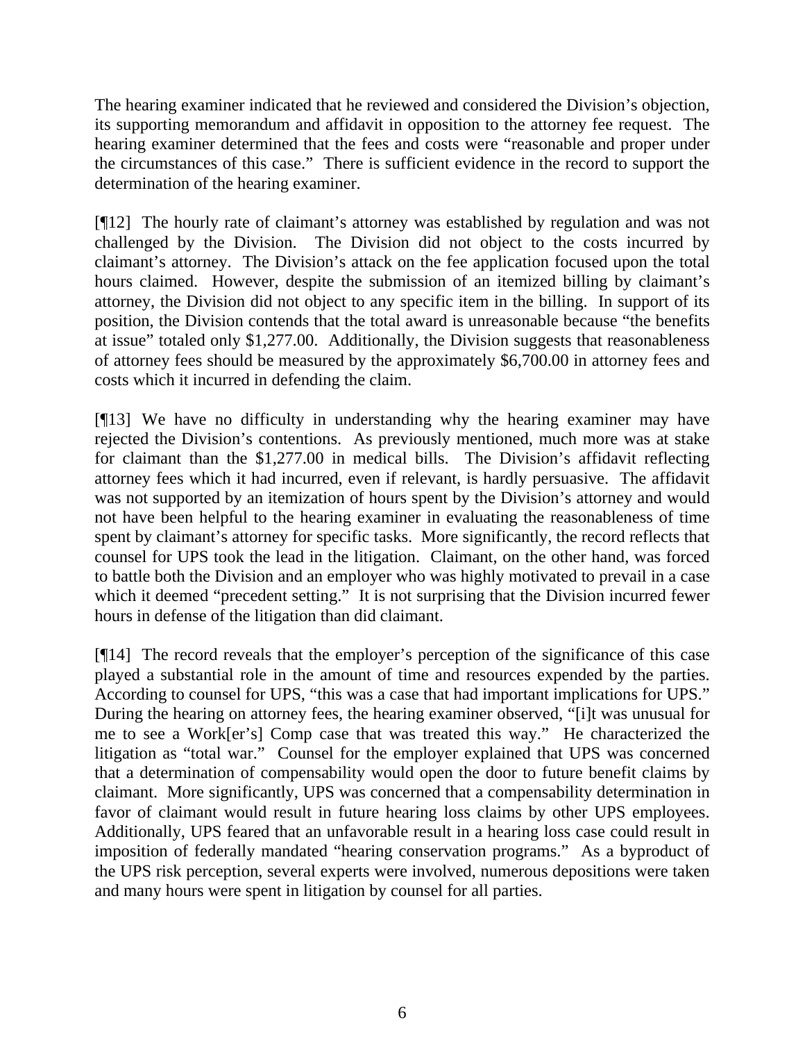The hearing examiner indicated that he reviewed and considered the Division's objection, its supporting memorandum and affidavit in opposition to the attorney fee request. The hearing examiner determined that the fees and costs were "reasonable and proper under the circumstances of this case." There is sufficient evidence in the record to support the determination of the hearing examiner.

[¶12] The hourly rate of claimant's attorney was established by regulation and was not challenged by the Division. The Division did not object to the costs incurred by claimant's attorney. The Division's attack on the fee application focused upon the total hours claimed. However, despite the submission of an itemized billing by claimant's attorney, the Division did not object to any specific item in the billing. In support of its position, the Division contends that the total award is unreasonable because "the benefits at issue" totaled only $1,277.00. Additionally, the Division suggests that reasonableness of attorney fees should be measured by the approximately $6,700.00 in attorney fees and costs which it incurred in defending the claim.

[¶13] We have no difficulty in understanding why the hearing examiner may have rejected the Division's contentions. As previously mentioned, much more was at stake for claimant than the $1,277.00 in medical bills. The Division's affidavit reflecting attorney fees which it had incurred, even if relevant, is hardly persuasive. The affidavit was not supported by an itemization of hours spent by the Division's attorney and would not have been helpful to the hearing examiner in evaluating the reasonableness of time spent by claimant's attorney for specific tasks. More significantly, the record reflects that counsel for UPS took the lead in the litigation. Claimant, on the other hand, was forced to battle both the Division and an employer who was highly motivated to prevail in a case which it deemed "precedent setting." It is not surprising that the Division incurred fewer hours in defense of the litigation than did claimant.

[¶14] The record reveals that the employer's perception of the significance of this case played a substantial role in the amount of time and resources expended by the parties. According to counsel for UPS, "this was a case that had important implications for UPS." During the hearing on attorney fees, the hearing examiner observed, "[i]t was unusual for me to see a Work[er's] Comp case that was treated this way." He characterized the litigation as "total war." Counsel for the employer explained that UPS was concerned that a determination of compensability would open the door to future benefit claims by claimant. More significantly, UPS was concerned that a compensability determination in favor of claimant would result in future hearing loss claims by other UPS employees. Additionally, UPS feared that an unfavorable result in a hearing loss case could result in imposition of federally mandated "hearing conservation programs." As a byproduct of the UPS risk perception, several experts were involved, numerous depositions were taken and many hours were spent in litigation by counsel for all parties.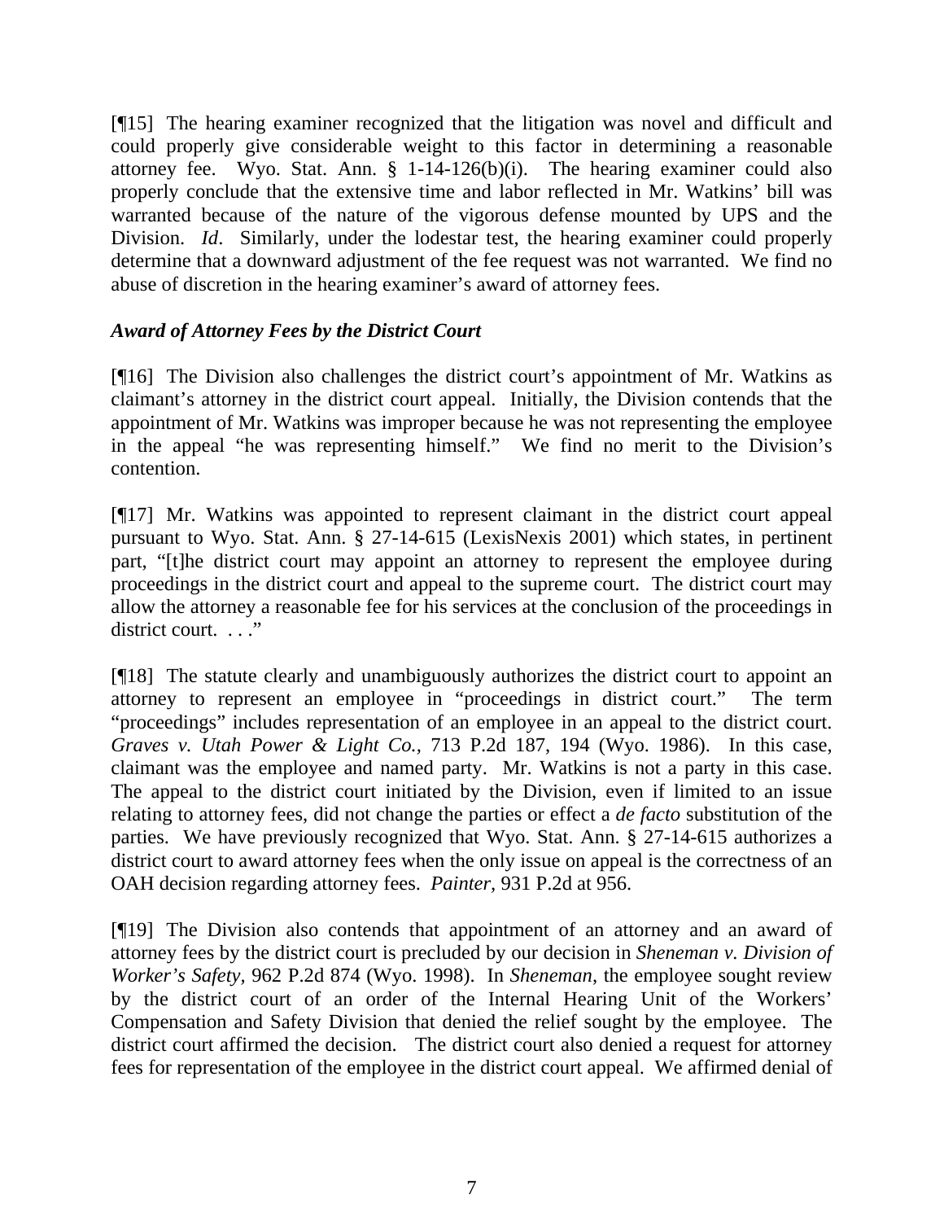[¶15] The hearing examiner recognized that the litigation was novel and difficult and could properly give considerable weight to this factor in determining a reasonable attorney fee. Wyo. Stat. Ann. § 1-14-126(b)(i). The hearing examiner could also properly conclude that the extensive time and labor reflected in Mr. Watkins' bill was warranted because of the nature of the vigorous defense mounted by UPS and the Division. *Id*. Similarly, under the lodestar test, the hearing examiner could properly determine that a downward adjustment of the fee request was not warranted. We find no abuse of discretion in the hearing examiner's award of attorney fees.

### *Award of Attorney Fees by the District Court*

[¶16] The Division also challenges the district court's appointment of Mr. Watkins as claimant's attorney in the district court appeal. Initially, the Division contends that the appointment of Mr. Watkins was improper because he was not representing the employee in the appeal "he was representing himself." We find no merit to the Division's contention.

[¶17] Mr. Watkins was appointed to represent claimant in the district court appeal pursuant to Wyo. Stat. Ann. § 27-14-615 (LexisNexis 2001) which states, in pertinent part, "[t]he district court may appoint an attorney to represent the employee during proceedings in the district court and appeal to the supreme court. The district court may allow the attorney a reasonable fee for his services at the conclusion of the proceedings in district court. . . ."

[¶18] The statute clearly and unambiguously authorizes the district court to appoint an attorney to represent an employee in "proceedings in district court." The term "proceedings" includes representation of an employee in an appeal to the district court. *Graves v. Utah Power & Light Co.,* 713 P.2d 187, 194 (Wyo. 1986). In this case, claimant was the employee and named party. Mr. Watkins is not a party in this case. The appeal to the district court initiated by the Division, even if limited to an issue relating to attorney fees, did not change the parties or effect a *de facto* substitution of the parties. We have previously recognized that Wyo. Stat. Ann. § 27-14-615 authorizes a district court to award attorney fees when the only issue on appeal is the correctness of an OAH decision regarding attorney fees. *Painter,* 931 P.2d at 956.

[¶19] The Division also contends that appointment of an attorney and an award of attorney fees by the district court is precluded by our decision in *Sheneman v. Division of Worker's Safety,* 962 P.2d 874 (Wyo. 1998). In *Sheneman*, the employee sought review by the district court of an order of the Internal Hearing Unit of the Workers' Compensation and Safety Division that denied the relief sought by the employee. The district court affirmed the decision. The district court also denied a request for attorney fees for representation of the employee in the district court appeal. We affirmed denial of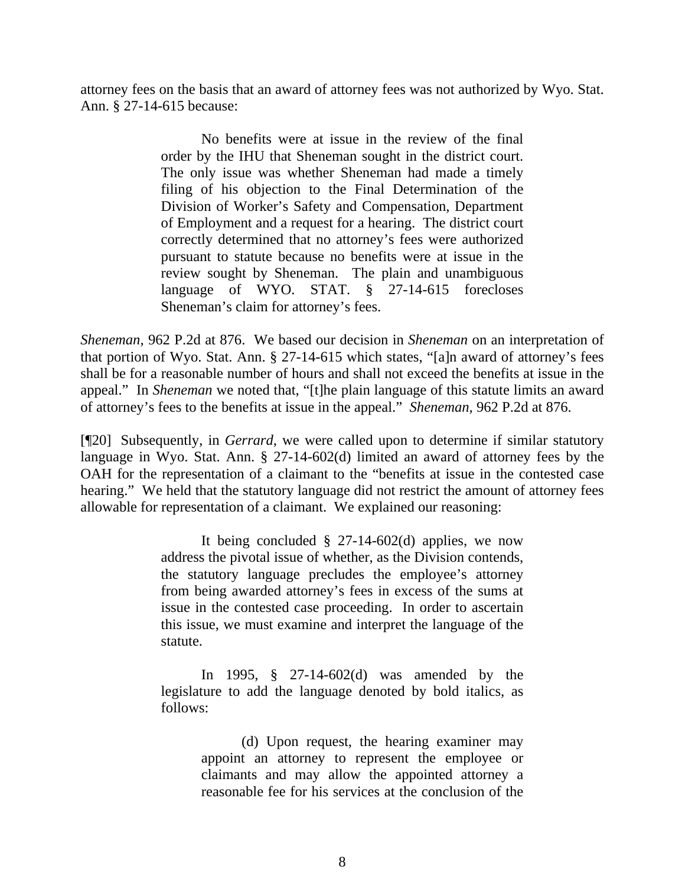attorney fees on the basis that an award of attorney fees was not authorized by Wyo. Stat. Ann. § 27-14-615 because:

> No benefits were at issue in the review of the final order by the IHU that Sheneman sought in the district court. The only issue was whether Sheneman had made a timely filing of his objection to the Final Determination of the Division of Worker's Safety and Compensation, Department of Employment and a request for a hearing. The district court correctly determined that no attorney's fees were authorized pursuant to statute because no benefits were at issue in the review sought by Sheneman. The plain and unambiguous language of WYO. STAT. § 27-14-615 forecloses Sheneman's claim for attorney's fees.

*Sheneman*, 962 P.2d at 876. We based our decision in *Sheneman* on an interpretation of that portion of Wyo. Stat. Ann. § 27-14-615 which states, "[a]n award of attorney's fees shall be for a reasonable number of hours and shall not exceed the benefits at issue in the appeal." In *Sheneman* we noted that, "[t]he plain language of this statute limits an award of attorney's fees to the benefits at issue in the appeal." *Sheneman*, 962 P.2d at 876.

[¶20] Subsequently, in *Gerrard*, we were called upon to determine if similar statutory language in Wyo. Stat. Ann. § 27-14-602(d) limited an award of attorney fees by the OAH for the representation of a claimant to the "benefits at issue in the contested case hearing." We held that the statutory language did not restrict the amount of attorney fees allowable for representation of a claimant. We explained our reasoning:

> It being concluded § 27-14-602(d) applies, we now address the pivotal issue of whether, as the Division contends, the statutory language precludes the employee's attorney from being awarded attorney's fees in excess of the sums at issue in the contested case proceeding. In order to ascertain this issue, we must examine and interpret the language of the statute.
>
> In 1995, § 27-14-602(d) was amended by the legislature to add the language denoted by bold italics, as follows:
>
>> (d) Upon request, the hearing examiner may appoint an attorney to represent the employee or claimants and may allow the appointed attorney a reasonable fee for his services at the conclusion of the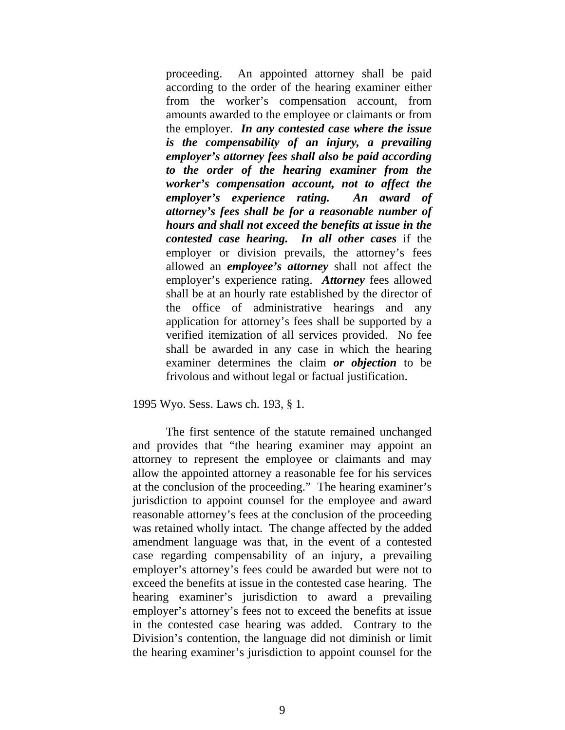> proceeding. An appointed attorney shall be paid according to the order of the hearing examiner either from the worker's compensation account, from amounts awarded to the employee or claimants or from the employer. ***In any contested case where the issue is the compensability of an injury, a prevailing employer's attorney fees shall also be paid according to the order of the hearing examiner from the worker's compensation account, not to affect the employer's experience rating. An award of attorney's fees shall be for a reasonable number of hours and shall not exceed the benefits at issue in the contested case hearing. In all other cases*** if the employer or division prevails, the attorney's fees allowed an ***employee's attorney*** shall not affect the employer's experience rating. ***Attorney*** fees allowed shall be at an hourly rate established by the director of the office of administrative hearings and any application for attorney's fees shall be supported by a verified itemization of all services provided. No fee shall be awarded in any case in which the hearing examiner determines the claim ***or objection*** to be frivolous and without legal or factual justification.

1995 Wyo. Sess. Laws ch. 193, § 1.

The first sentence of the statute remained unchanged and provides that "the hearing examiner may appoint an attorney to represent the employee or claimants and may allow the appointed attorney a reasonable fee for his services at the conclusion of the proceeding." The hearing examiner's jurisdiction to appoint counsel for the employee and award reasonable attorney's fees at the conclusion of the proceeding was retained wholly intact. The change affected by the added amendment language was that, in the event of a contested case regarding compensability of an injury, a prevailing employer's attorney's fees could be awarded but were not to exceed the benefits at issue in the contested case hearing. The hearing examiner's jurisdiction to award a prevailing employer's attorney's fees not to exceed the benefits at issue in the contested case hearing was added. Contrary to the Division's contention, the language did not diminish or limit the hearing examiner's jurisdiction to appoint counsel for the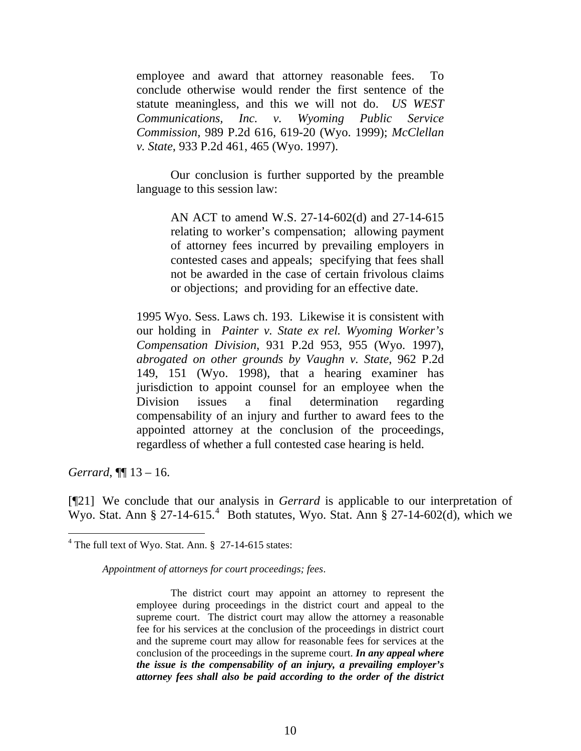> employee and award that attorney reasonable fees. To conclude otherwise would render the first sentence of the statute meaningless, and this we will not do. *US WEST Communications, Inc. v. Wyoming Public Service Commission*, 989 P.2d 616, 619-20 (Wyo. 1999); *McClellan v. State*, 933 P.2d 461, 465 (Wyo. 1997).
>
> Our conclusion is further supported by the preamble language to this session law:
>
> > AN ACT to amend W.S. 27-14-602(d) and 27-14-615 relating to worker's compensation; allowing payment of attorney fees incurred by prevailing employers in contested cases and appeals; specifying that fees shall not be awarded in the case of certain frivolous claims or objections; and providing for an effective date.
>
> 1995 Wyo. Sess. Laws ch. 193. Likewise it is consistent with our holding in *Painter v. State ex rel. Wyoming Worker's Compensation Division*, 931 P.2d 953, 955 (Wyo. 1997), *abrogated on other grounds by Vaughn v. State*, 962 P.2d 149, 151 (Wyo. 1998), that a hearing examiner has jurisdiction to appoint counsel for an employee when the Division issues a final determination regarding compensability of an injury and further to award fees to the appointed attorney at the conclusion of the proceedings, regardless of whether a full contested case hearing is held.

*Gerrard*, ¶¶ 13 – 16.

[¶21] We conclude that our analysis in *Gerrard* is applicable to our interpretation of Wyo. Stat. Ann § 27-14-615.[4] Both statutes, Wyo. Stat. Ann § 27-14-602(d), which we

---

[4] The full text of Wyo. Stat. Ann. § 27-14-615 states:

> *Appointment of attorneys for court proceedings; fees*.
>
> The district court may appoint an attorney to represent the employee during proceedings in the district court and appeal to the supreme court. The district court may allow the attorney a reasonable fee for his services at the conclusion of the proceedings in district court and the supreme court may allow for reasonable fees for services at the conclusion of the proceedings in the supreme court. ***In any appeal where the issue is the compensability of an injury, a prevailing employer's attorney fees shall also be paid according to the order of the district***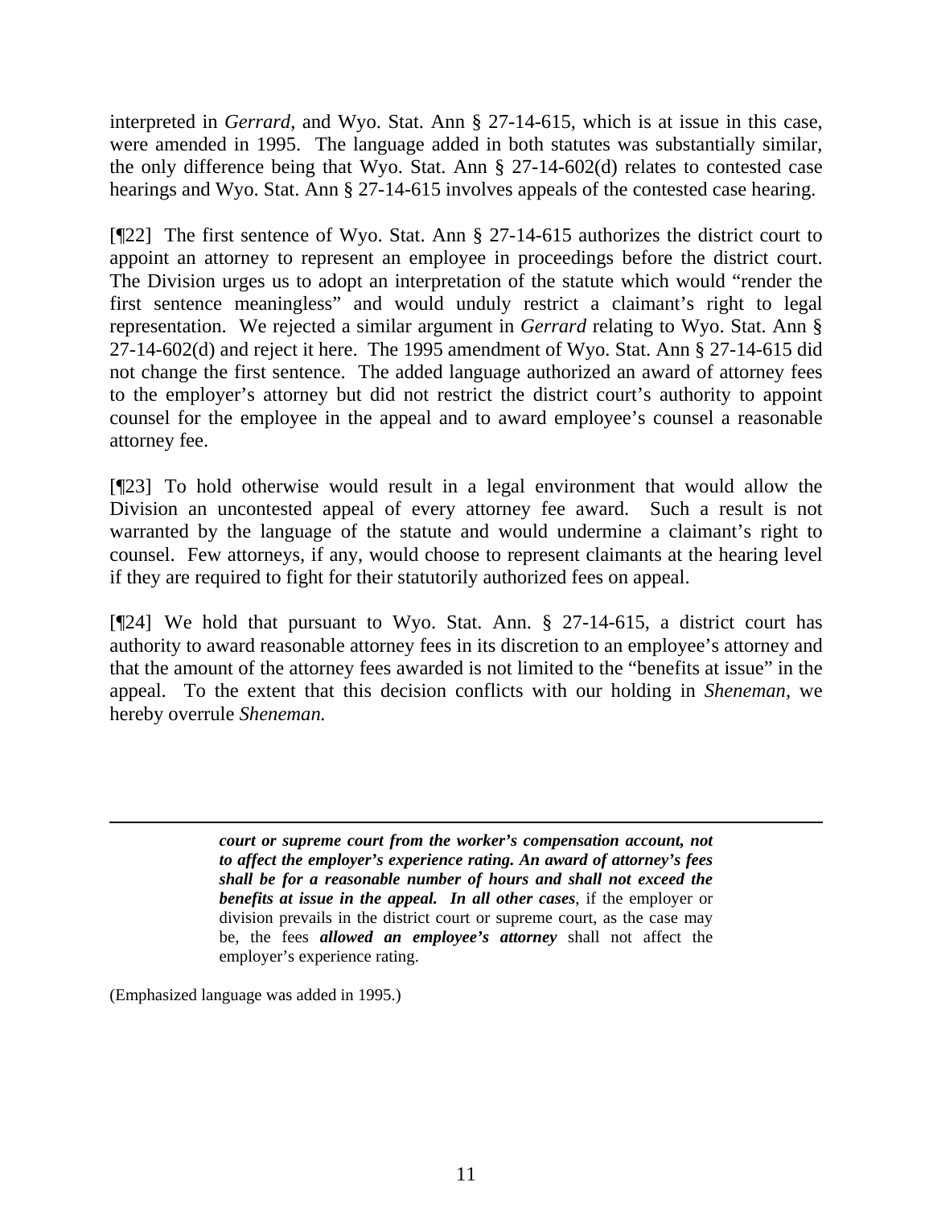interpreted in *Gerrard*, and Wyo. Stat. Ann § 27-14-615, which is at issue in this case, were amended in 1995. The language added in both statutes was substantially similar, the only difference being that Wyo. Stat. Ann § 27-14-602(d) relates to contested case hearings and Wyo. Stat. Ann § 27-14-615 involves appeals of the contested case hearing.

[¶22] The first sentence of Wyo. Stat. Ann § 27-14-615 authorizes the district court to appoint an attorney to represent an employee in proceedings before the district court. The Division urges us to adopt an interpretation of the statute which would "render the first sentence meaningless" and would unduly restrict a claimant's right to legal representation. We rejected a similar argument in *Gerrard* relating to Wyo. Stat. Ann § 27-14-602(d) and reject it here. The 1995 amendment of Wyo. Stat. Ann § 27-14-615 did not change the first sentence. The added language authorized an award of attorney fees to the employer's attorney but did not restrict the district court's authority to appoint counsel for the employee in the appeal and to award employee's counsel a reasonable attorney fee.

[¶23] To hold otherwise would result in a legal environment that would allow the Division an uncontested appeal of every attorney fee award. Such a result is not warranted by the language of the statute and would undermine a claimant's right to counsel. Few attorneys, if any, would choose to represent claimants at the hearing level if they are required to fight for their statutorily authorized fees on appeal.

[¶24] We hold that pursuant to Wyo. Stat. Ann. § 27-14-615, a district court has authority to award reasonable attorney fees in its discretion to an employee's attorney and that the amount of the attorney fees awarded is not limited to the "benefits at issue" in the appeal. To the extent that this decision conflicts with our holding in *Sheneman*, we hereby overrule *Sheneman.*

---

> ***court or supreme court from the worker's compensation account, not to affect the employer's experience rating. An award of attorney's fees shall be for a reasonable number of hours and shall not exceed the benefits at issue in the appeal. In all other cases***, if the employer or division prevails in the district court or supreme court, as the case may be, the fees ***allowed an employee's attorney*** shall not affect the employer's experience rating.

(Emphasized language was added in 1995.)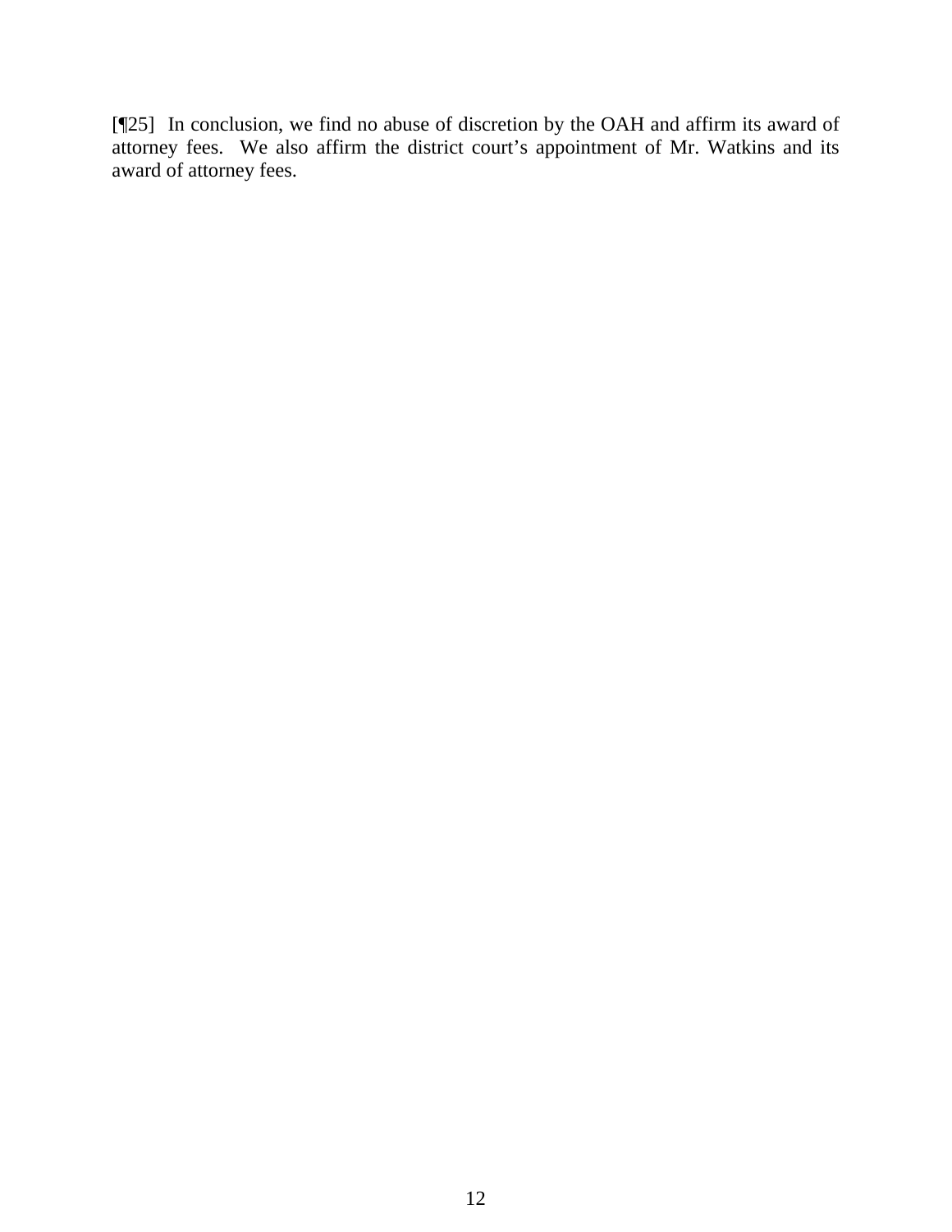[¶25] In conclusion, we find no abuse of discretion by the OAH and affirm its award of attorney fees. We also affirm the district court's appointment of Mr. Watkins and its award of attorney fees.